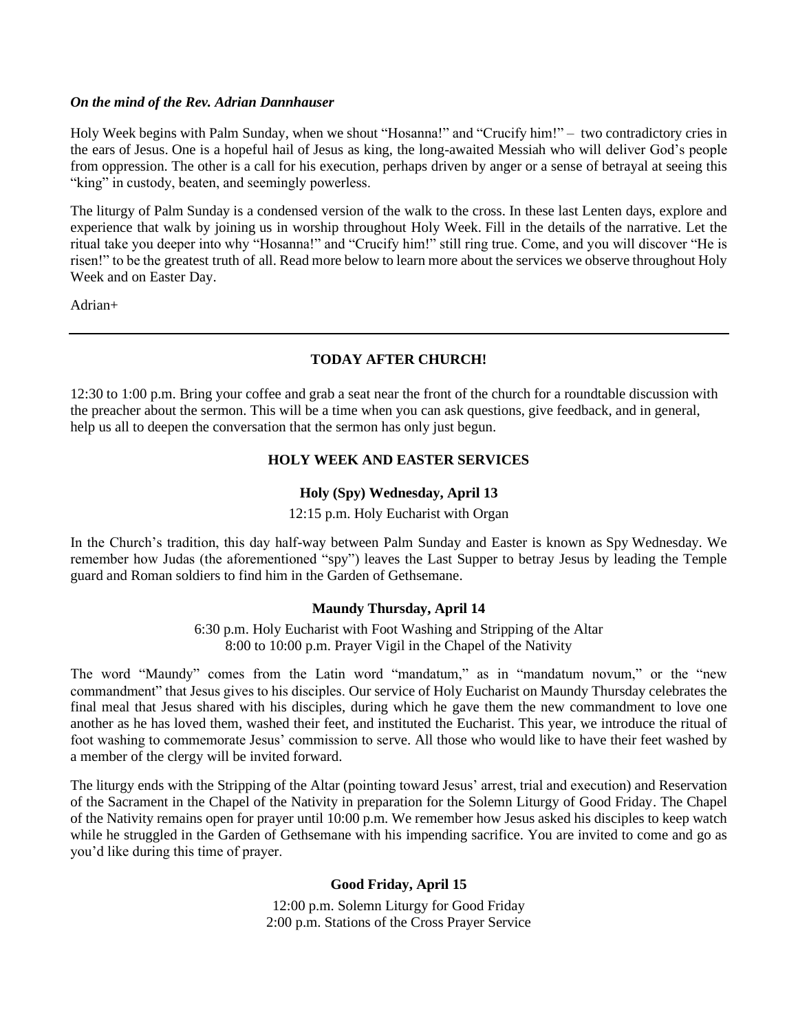***On the mind of the Rev. Adrian Dannhauser***

Holy Week begins with Palm Sunday, when we shout "Hosanna!" and "Crucify him!" – two contradictory cries in the ears of Jesus. One is a hopeful hail of Jesus as king, the long-awaited Messiah who will deliver God's people from oppression. The other is a call for his execution, perhaps driven by anger or a sense of betrayal at seeing this "king" in custody, beaten, and seemingly powerless.

The liturgy of Palm Sunday is a condensed version of the walk to the cross. In these last Lenten days, explore and experience that walk by joining us in worship throughout Holy Week. Fill in the details of the narrative. Let the ritual take you deeper into why "Hosanna!" and "Crucify him!" still ring true. Come, and you will discover "He is risen!" to be the greatest truth of all. Read more below to learn more about the services we observe throughout Holy Week and on Easter Day.

Adrian+

---

**TODAY AFTER CHURCH!**

12:30 to 1:00 p.m. Bring your coffee and grab a seat near the front of the church for a roundtable discussion with the preacher about the sermon. This will be a time when you can ask questions, give feedback, and in general, help us all to deepen the conversation that the sermon has only just begun.

**HOLY WEEK AND EASTER SERVICES**

**Holy (Spy) Wednesday, April 13**

12:15 p.m. Holy Eucharist with Organ

In the Church's tradition, this day half-way between Palm Sunday and Easter is known as Spy Wednesday. We remember how Judas (the aforementioned "spy") leaves the Last Supper to betray Jesus by leading the Temple guard and Roman soldiers to find him in the Garden of Gethsemane.

**Maundy Thursday, April 14**

6:30 p.m. Holy Eucharist with Foot Washing and Stripping of the Altar
8:00 to 10:00 p.m. Prayer Vigil in the Chapel of the Nativity

The word "Maundy" comes from the Latin word "mandatum," as in "mandatum novum," or the "new commandment" that Jesus gives to his disciples. Our service of Holy Eucharist on Maundy Thursday celebrates the final meal that Jesus shared with his disciples, during which he gave them the new commandment to love one another as he has loved them, washed their feet, and instituted the Eucharist. This year, we introduce the ritual of foot washing to commemorate Jesus' commission to serve. All those who would like to have their feet washed by a member of the clergy will be invited forward.

The liturgy ends with the Stripping of the Altar (pointing toward Jesus' arrest, trial and execution) and Reservation of the Sacrament in the Chapel of the Nativity in preparation for the Solemn Liturgy of Good Friday. The Chapel of the Nativity remains open for prayer until 10:00 p.m. We remember how Jesus asked his disciples to keep watch while he struggled in the Garden of Gethsemane with his impending sacrifice. You are invited to come and go as you'd like during this time of prayer.

**Good Friday, April 15**

12:00 p.m. Solemn Liturgy for Good Friday
2:00 p.m. Stations of the Cross Prayer Service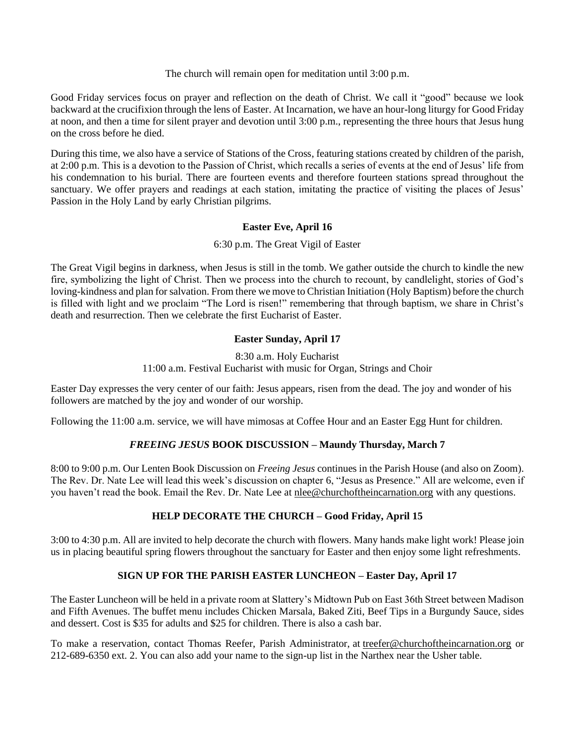The church will remain open for meditation until 3:00 p.m.

Good Friday services focus on prayer and reflection on the death of Christ. We call it "good" because we look backward at the crucifixion through the lens of Easter. At Incarnation, we have an hour-long liturgy for Good Friday at noon, and then a time for silent prayer and devotion until 3:00 p.m., representing the three hours that Jesus hung on the cross before he died.

During this time, we also have a service of Stations of the Cross, featuring stations created by children of the parish, at 2:00 p.m. This is a devotion to the Passion of Christ, which recalls a series of events at the end of Jesus' life from his condemnation to his burial. There are fourteen events and therefore fourteen stations spread throughout the sanctuary. We offer prayers and readings at each station, imitating the practice of visiting the places of Jesus' Passion in the Holy Land by early Christian pilgrims.

**Easter Eve, April 16**

6:30 p.m. The Great Vigil of Easter

The Great Vigil begins in darkness, when Jesus is still in the tomb. We gather outside the church to kindle the new fire, symbolizing the light of Christ. Then we process into the church to recount, by candlelight, stories of God's loving-kindness and plan for salvation. From there we move to Christian Initiation (Holy Baptism) before the church is filled with light and we proclaim "The Lord is risen!" remembering that through baptism, we share in Christ's death and resurrection. Then we celebrate the first Eucharist of Easter.

**Easter Sunday, April 17**

8:30 a.m. Holy Eucharist
11:00 a.m. Festival Eucharist with music for Organ, Strings and Choir

Easter Day expresses the very center of our faith: Jesus appears, risen from the dead. The joy and wonder of his followers are matched by the joy and wonder of our worship.

Following the 11:00 a.m. service, we will have mimosas at Coffee Hour and an Easter Egg Hunt for children.

## ***FREEING JESUS* BOOK DISCUSSION – Maundy Thursday, March 7**

8:00 to 9:00 p.m. Our Lenten Book Discussion on *Freeing Jesus* continues in the Parish House (and also on Zoom). The Rev. Dr. Nate Lee will lead this week's discussion on chapter 6, "Jesus as Presence." All are welcome, even if you haven't read the book. Email the Rev. Dr. Nate Lee at nlee@churchoftheincarnation.org with any questions.

## **HELP DECORATE THE CHURCH – Good Friday, April 15**

3:00 to 4:30 p.m. All are invited to help decorate the church with flowers. Many hands make light work! Please join us in placing beautiful spring flowers throughout the sanctuary for Easter and then enjoy some light refreshments.

## **SIGN UP FOR THE PARISH EASTER LUNCHEON – Easter Day, April 17**

The Easter Luncheon will be held in a private room at Slattery's Midtown Pub on East 36th Street between Madison and Fifth Avenues. The buffet menu includes Chicken Marsala, Baked Ziti, Beef Tips in a Burgundy Sauce, sides and dessert. Cost is $35 for adults and $25 for children. There is also a cash bar.

To make a reservation, contact Thomas Reefer, Parish Administrator, at treefer@churchoftheincarnation.org or 212-689-6350 ext. 2. You can also add your name to the sign-up list in the Narthex near the Usher table.